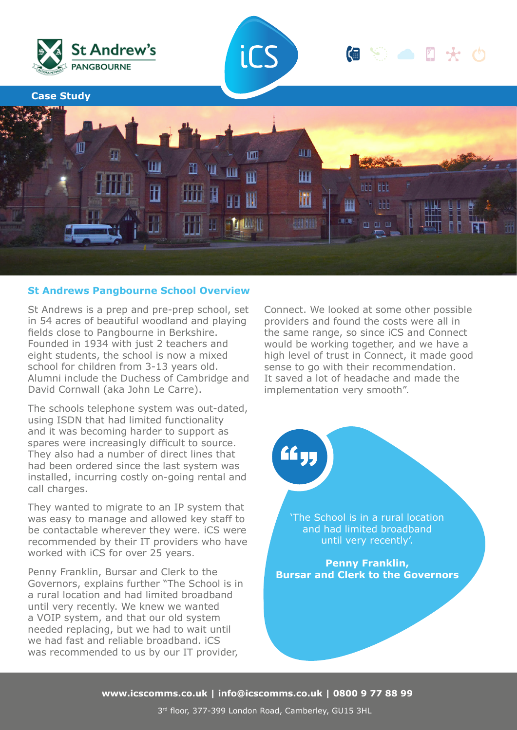St Andrew's PANGBOURNE

**Case Study**

## St Andrews Pangbourne School Overview

St Andrews is a prep and pre-prep school, set in 54 acres of beautiful woodland and playing fields close to Pangbourne in Berkshire. Founded in 1934 with just 2 teachers and eight students, the school is now a mixed school for children from 3-13 years old. Alumni include the Duchess of Cambridge and David Cornwall (aka John Le Carre).

The schools telephone system was out-dated, using ISDN that had limited functionality and it was becoming harder to support as spares were increasingly difficult to source. They also had a number of direct lines that had been ordered since the last system was installed, incurring costly on-going rental and call charges.

They wanted to migrate to an IP system that was easy to manage and allowed key staff to be contactable wherever they were. iCS were recommended by their IT providers who have worked with iCS for over 25 years.

Penny Franklin, Bursar and Clerk to the Governors, explains further "The School is in a rural location and had limited broadband until very recently. We knew we wanted a VOIP system, and that our old system needed replacing, but we had to wait until we had fast and reliable broadband. iCS was recommended to us by our IT provider, Connect. We looked at some other possible providers and found the costs were all in the same range, so since iCS and Connect would be working together, and we have a high level of trust in Connect, it made good sense to go with their recommendation. It saved a lot of headache and made the implementation very smooth".

> 'The School is in a rural location and had limited broadband until very recently'.
>
> **Penny Franklin, Bursar and Clerk to the Governors**

**www.icscomms.co.uk | info@icscomms.co.uk | 0800 9 77 88 99**

3rd floor, 377-399 London Road, Camberley, GU15 3HL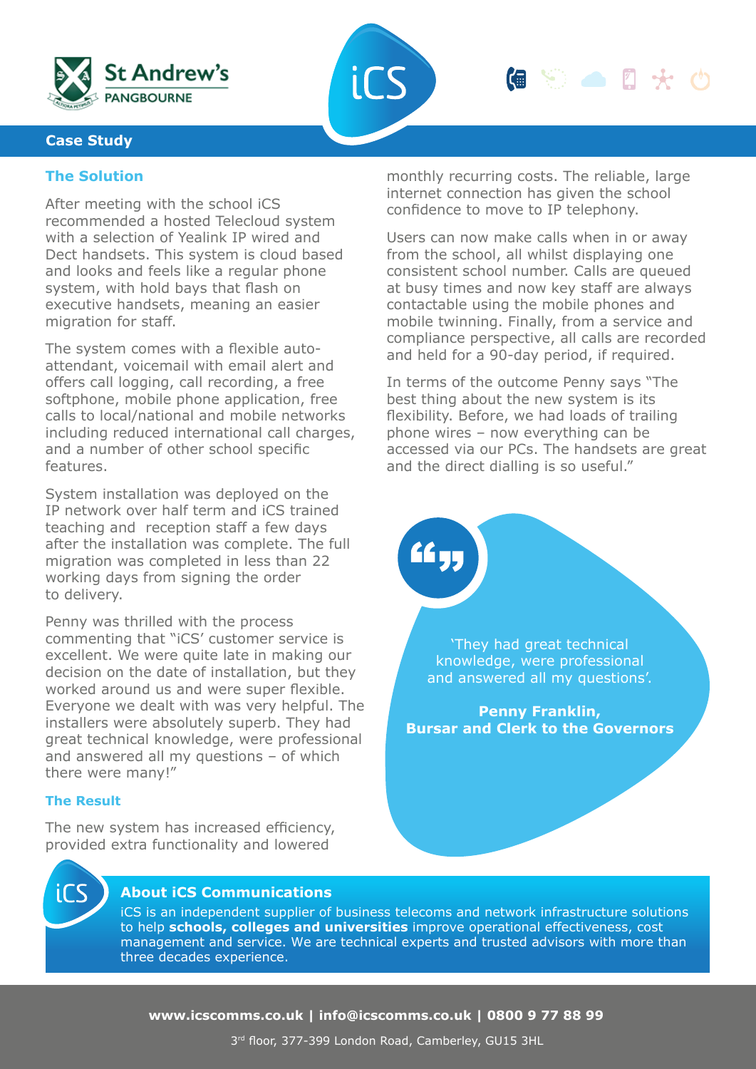St Andrew's PANGBOURNE

**Case Study**

## The Solution

After meeting with the school iCS recommended a hosted Telecloud system with a selection of Yealink IP wired and Dect handsets. This system is cloud based and looks and feels like a regular phone system, with hold bays that flash on executive handsets, meaning an easier migration for staff.

The system comes with a flexible auto-attendant, voicemail with email alert and offers call logging, call recording, a free softphone, mobile phone application, free calls to local/national and mobile networks including reduced international call charges, and a number of other school specific features.

System installation was deployed on the IP network over half term and iCS trained teaching and reception staff a few days after the installation was complete. The full migration was completed in less than 22 working days from signing the order to delivery.

Penny was thrilled with the process commenting that "iCS' customer service is excellent. We were quite late in making our decision on the date of installation, but they worked around us and were super flexible. Everyone we dealt with was very helpful. The installers were absolutely superb. They had great technical knowledge, were professional and answered all my questions – of which there were many!"

## The Result

The new system has increased efficiency, provided extra functionality and lowered monthly recurring costs. The reliable, large internet connection has given the school confidence to move to IP telephony.

Users can now make calls when in or away from the school, all whilst displaying one consistent school number. Calls are queued at busy times and now key staff are always contactable using the mobile phones and mobile twinning. Finally, from a service and compliance perspective, all calls are recorded and held for a 90-day period, if required.

In terms of the outcome Penny says "The best thing about the new system is its flexibility. Before, we had loads of trailing phone wires – now everything can be accessed via our PCs. The handsets are great and the direct dialling is so useful."

> 'They had great technical knowledge, were professional and answered all my questions'.
>
> **Penny Franklin,**
> **Bursar and Clerk to the Governors**

## About iCS Communications

iCS is an independent supplier of business telecoms and network infrastructure solutions to help **schools, colleges and universities** improve operational effectiveness, cost management and service. We are technical experts and trusted advisors with more than three decades experience.

**www.icscomms.co.uk | info@icscomms.co.uk | 0800 9 77 88 99**

3rd floor, 377-399 London Road, Camberley, GU15 3HL